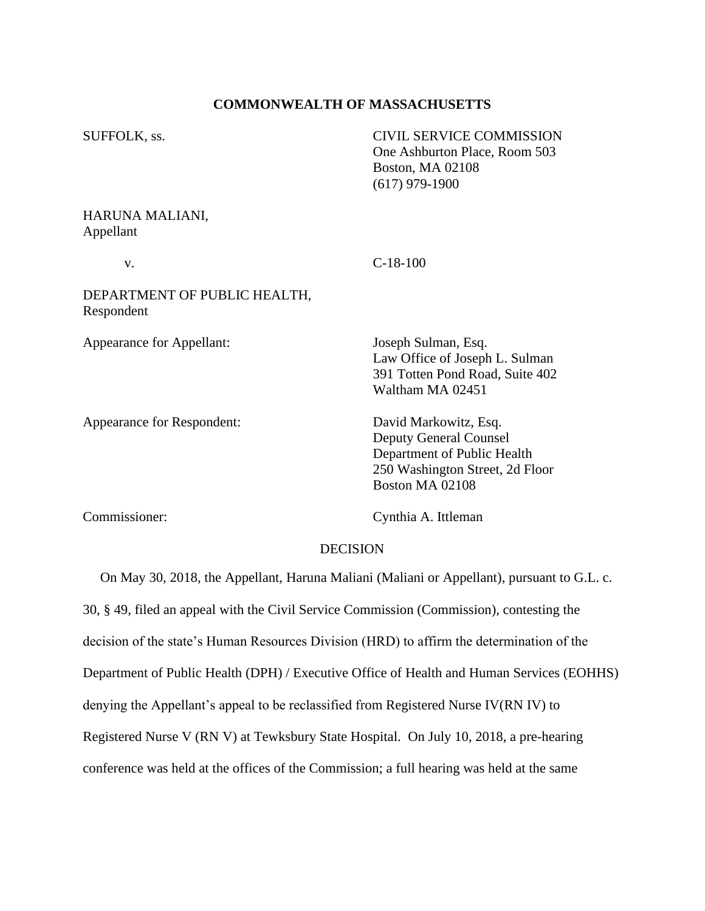**COMMONWEALTH OF MASSACHUSETTS**

SUFFOLK, ss.

CIVIL SERVICE COMMISSION
One Ashburton Place, Room 503
Boston, MA 02108
(617) 979-1900

HARUNA MALIANI,
Appellant

v.

C-18-100

DEPARTMENT OF PUBLIC HEALTH,
Respondent

Appearance for Appellant:

Joseph Sulman, Esq.
Law Office of Joseph L. Sulman
391 Totten Pond Road, Suite 402
Waltham MA 02451

Appearance for Respondent:

David Markowitz, Esq.
Deputy General Counsel
Department of Public Health
250 Washington Street, 2d Floor
Boston MA 02108

Commissioner:

Cynthia A. Ittleman

DECISION

On May 30, 2018, the Appellant, Haruna Maliani (Maliani or Appellant), pursuant to G.L. c. 30, § 49, filed an appeal with the Civil Service Commission (Commission), contesting the decision of the state's Human Resources Division (HRD) to affirm the determination of the Department of Public Health (DPH) / Executive Office of Health and Human Services (EOHHS) denying the Appellant's appeal to be reclassified from Registered Nurse IV(RN IV) to Registered Nurse V (RN V) at Tewksbury State Hospital. On July 10, 2018, a pre-hearing conference was held at the offices of the Commission; a full hearing was held at the same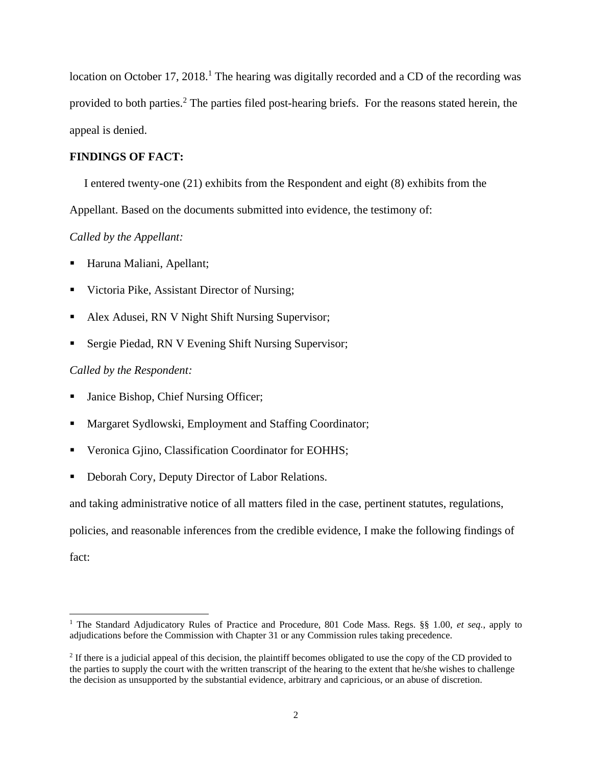location on October 17, 2018.[1] The hearing was digitally recorded and a CD of the recording was provided to both parties.[2] The parties filed post-hearing briefs. For the reasons stated herein, the appeal is denied.

**FINDINGS OF FACT:**

I entered twenty-one (21) exhibits from the Respondent and eight (8) exhibits from the Appellant. Based on the documents submitted into evidence, the testimony of:

*Called by the Appellant:*

- Haruna Maliani, Apellant;
- Victoria Pike, Assistant Director of Nursing;
- Alex Adusei, RN V Night Shift Nursing Supervisor;
- Sergie Piedad, RN V Evening Shift Nursing Supervisor;

*Called by the Respondent:*

- Janice Bishop, Chief Nursing Officer;
- Margaret Sydlowski, Employment and Staffing Coordinator;
- Veronica Gjino, Classification Coordinator for EOHHS;
- Deborah Cory, Deputy Director of Labor Relations.

and taking administrative notice of all matters filed in the case, pertinent statutes, regulations, policies, and reasonable inferences from the credible evidence, I make the following findings of fact:

---

[1] The Standard Adjudicatory Rules of Practice and Procedure, 801 Code Mass. Regs. §§ 1.00, *et seq.*, apply to adjudications before the Commission with Chapter 31 or any Commission rules taking precedence.

[2] If there is a judicial appeal of this decision, the plaintiff becomes obligated to use the copy of the CD provided to the parties to supply the court with the written transcript of the hearing to the extent that he/she wishes to challenge the decision as unsupported by the substantial evidence, arbitrary and capricious, or an abuse of discretion.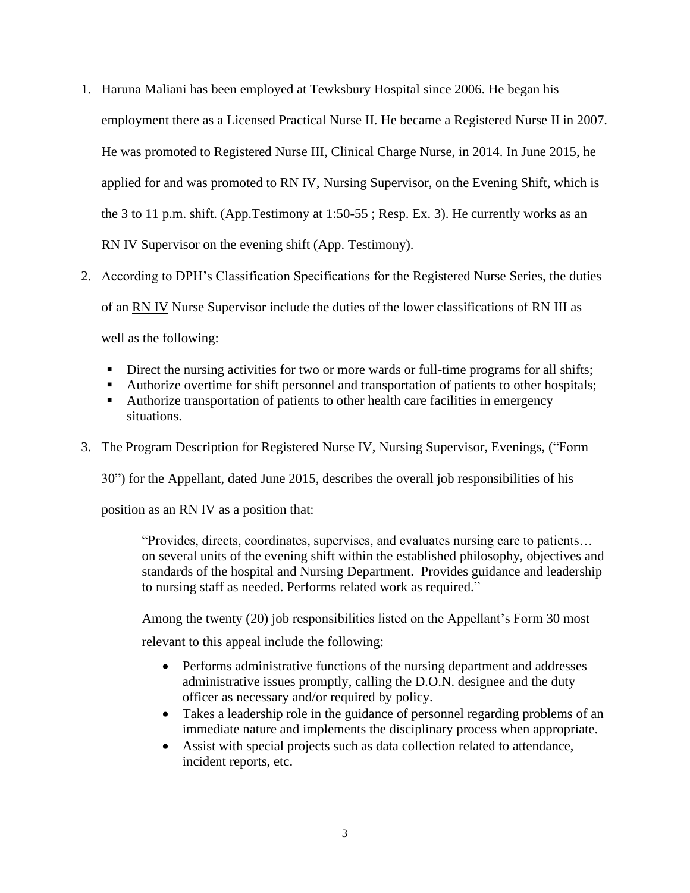1. Haruna Maliani has been employed at Tewksbury Hospital since 2006. He began his employment there as a Licensed Practical Nurse II. He became a Registered Nurse II in 2007. He was promoted to Registered Nurse III, Clinical Charge Nurse, in 2014. In June 2015, he applied for and was promoted to RN IV, Nursing Supervisor, on the Evening Shift, which is the 3 to 11 p.m. shift. (App.Testimony at 1:50-55 ; Resp. Ex. 3). He currently works as an RN IV Supervisor on the evening shift (App. Testimony).

2. According to DPH's Classification Specifications for the Registered Nurse Series, the duties of an <u>RN IV</u> Nurse Supervisor include the duties of the lower classifications of RN III as well as the following:

   - Direct the nursing activities for two or more wards or full-time programs for all shifts;
   - Authorize overtime for shift personnel and transportation of patients to other hospitals;
   - Authorize transportation of patients to other health care facilities in emergency situations.

3. The Program Description for Registered Nurse IV, Nursing Supervisor, Evenings, ("Form 30") for the Appellant, dated June 2015, describes the overall job responsibilities of his position as an RN IV as a position that:

   > "Provides, directs, coordinates, supervises, and evaluates nursing care to patients… on several units of the evening shift within the established philosophy, objectives and standards of the hospital and Nursing Department. Provides guidance and leadership to nursing staff as needed. Performs related work as required."

   Among the twenty (20) job responsibilities listed on the Appellant's Form 30 most relevant to this appeal include the following:

   - Performs administrative functions of the nursing department and addresses administrative issues promptly, calling the D.O.N. designee and the duty officer as necessary and/or required by policy.
   - Takes a leadership role in the guidance of personnel regarding problems of an immediate nature and implements the disciplinary process when appropriate.
   - Assist with special projects such as data collection related to attendance, incident reports, etc.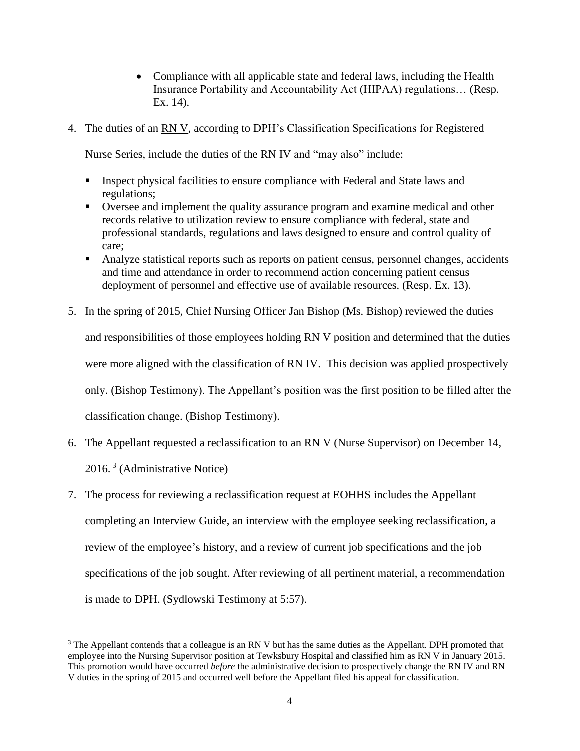- Compliance with all applicable state and federal laws, including the Health Insurance Portability and Accountability Act (HIPAA) regulations… (Resp. Ex. 14).

4. The duties of an RN V, according to DPH's Classification Specifications for Registered Nurse Series, include the duties of the RN IV and "may also" include:

   - Inspect physical facilities to ensure compliance with Federal and State laws and regulations;
   - Oversee and implement the quality assurance program and examine medical and other records relative to utilization review to ensure compliance with federal, state and professional standards, regulations and laws designed to ensure and control quality of care;
   - Analyze statistical reports such as reports on patient census, personnel changes, accidents and time and attendance in order to recommend action concerning patient census deployment of personnel and effective use of available resources. (Resp. Ex. 13).

5. In the spring of 2015, Chief Nursing Officer Jan Bishop (Ms. Bishop) reviewed the duties and responsibilities of those employees holding RN V position and determined that the duties were more aligned with the classification of RN IV. This decision was applied prospectively only. (Bishop Testimony). The Appellant's position was the first position to be filled after the classification change. (Bishop Testimony).

6. The Appellant requested a reclassification to an RN V (Nurse Supervisor) on December 14, 2016. [3] (Administrative Notice)

7. The process for reviewing a reclassification request at EOHHS includes the Appellant completing an Interview Guide, an interview with the employee seeking reclassification, a review of the employee's history, and a review of current job specifications and the job specifications of the job sought. After reviewing of all pertinent material, a recommendation is made to DPH. (Sydlowski Testimony at 5:57).

[3] The Appellant contends that a colleague is an RN V but has the same duties as the Appellant. DPH promoted that employee into the Nursing Supervisor position at Tewksbury Hospital and classified him as RN V in January 2015. This promotion would have occurred *before* the administrative decision to prospectively change the RN IV and RN V duties in the spring of 2015 and occurred well before the Appellant filed his appeal for classification.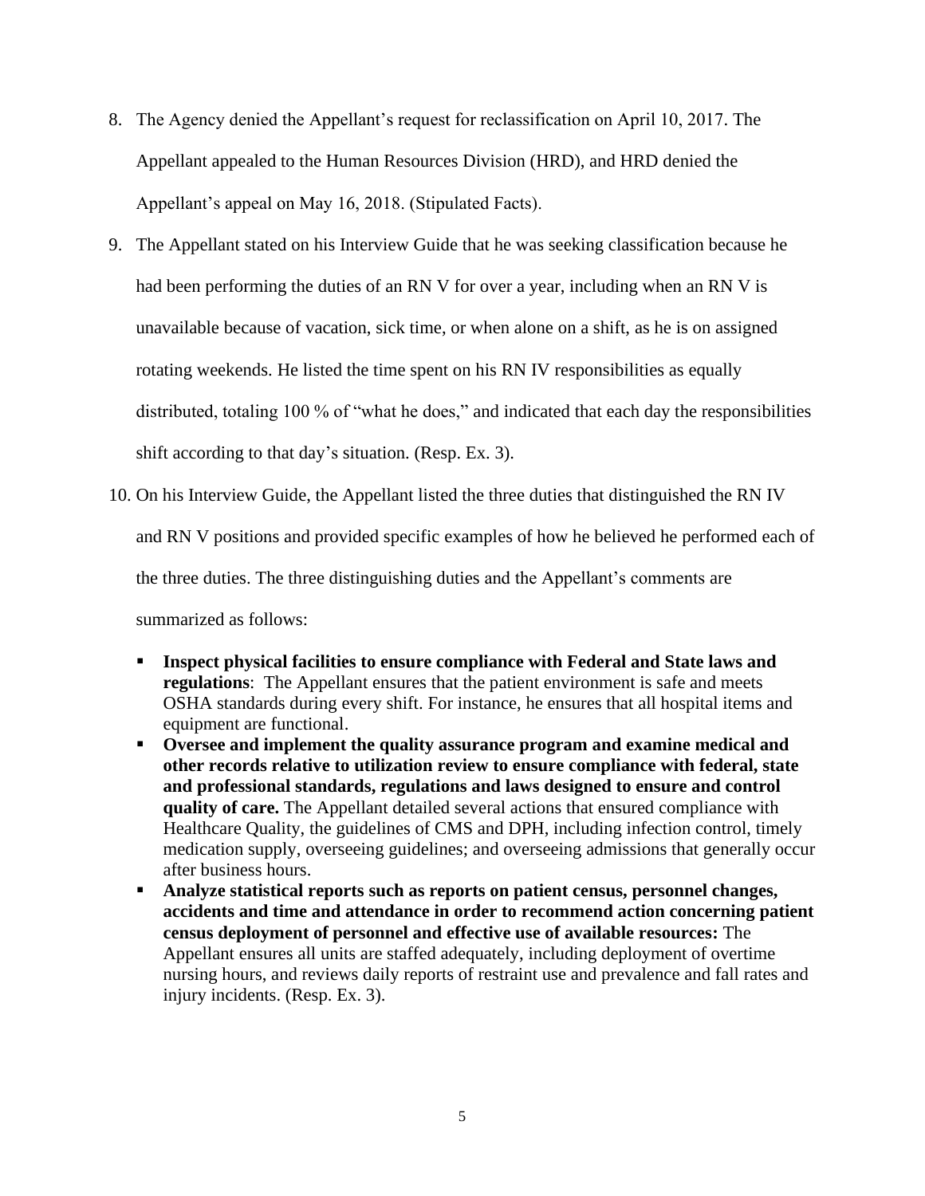8. The Agency denied the Appellant's request for reclassification on April 10, 2017. The Appellant appealed to the Human Resources Division (HRD), and HRD denied the Appellant's appeal on May 16, 2018. (Stipulated Facts).

9. The Appellant stated on his Interview Guide that he was seeking classification because he had been performing the duties of an RN V for over a year, including when an RN V is unavailable because of vacation, sick time, or when alone on a shift, as he is on assigned rotating weekends. He listed the time spent on his RN IV responsibilities as equally distributed, totaling 100 % of "what he does," and indicated that each day the responsibilities shift according to that day's situation. (Resp. Ex. 3).

10. On his Interview Guide, the Appellant listed the three duties that distinguished the RN IV and RN V positions and provided specific examples of how he believed he performed each of the three duties. The three distinguishing duties and the Appellant's comments are summarized as follows:

    - **Inspect physical facilities to ensure compliance with Federal and State laws and regulations**: The Appellant ensures that the patient environment is safe and meets OSHA standards during every shift. For instance, he ensures that all hospital items and equipment are functional.
    - **Oversee and implement the quality assurance program and examine medical and other records relative to utilization review to ensure compliance with federal, state and professional standards, regulations and laws designed to ensure and control quality of care.** The Appellant detailed several actions that ensured compliance with Healthcare Quality, the guidelines of CMS and DPH, including infection control, timely medication supply, overseeing guidelines; and overseeing admissions that generally occur after business hours.
    - **Analyze statistical reports such as reports on patient census, personnel changes, accidents and time and attendance in order to recommend action concerning patient census deployment of personnel and effective use of available resources:** The Appellant ensures all units are staffed adequately, including deployment of overtime nursing hours, and reviews daily reports of restraint use and prevalence and fall rates and injury incidents. (Resp. Ex. 3).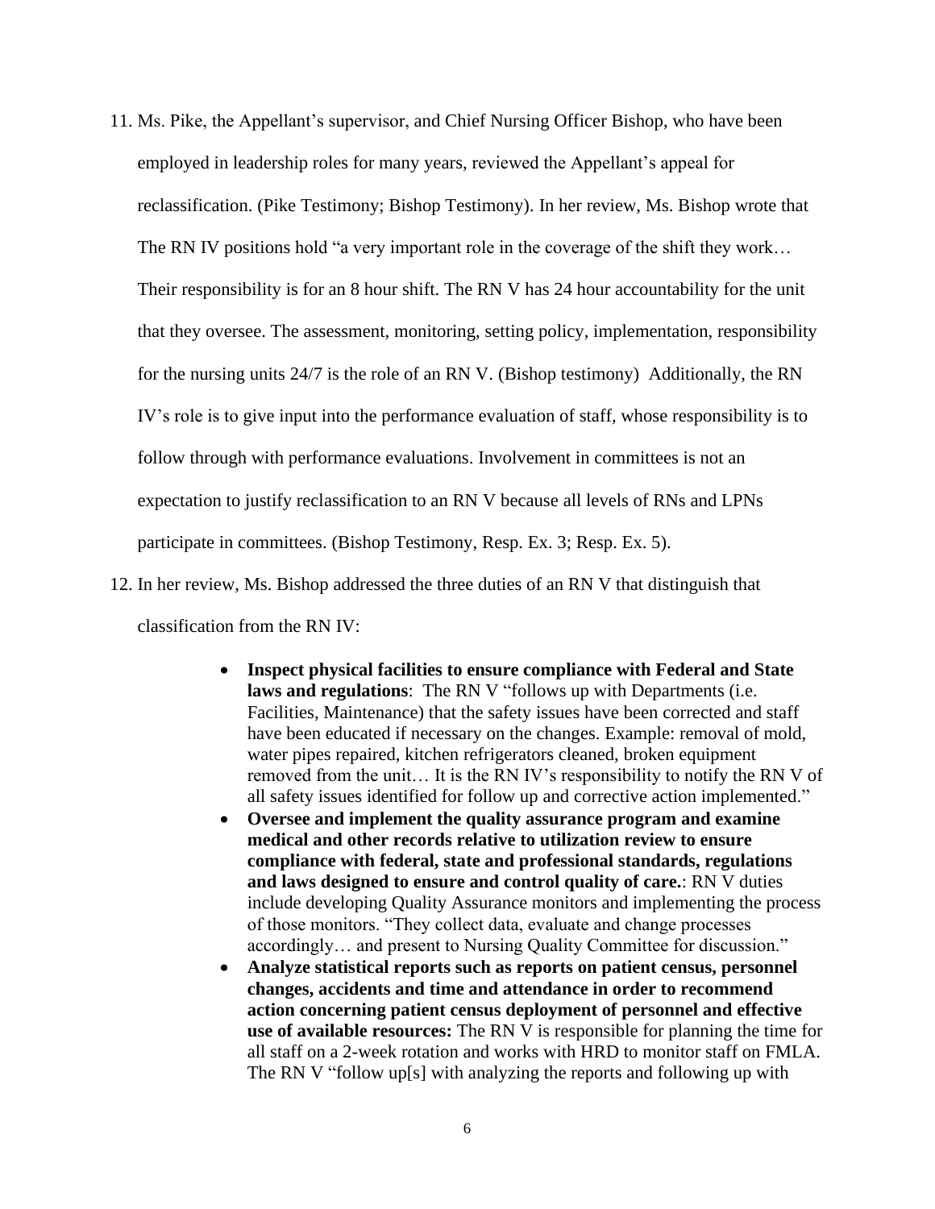11. Ms. Pike, the Appellant's supervisor, and Chief Nursing Officer Bishop, who have been employed in leadership roles for many years, reviewed the Appellant's appeal for reclassification. (Pike Testimony; Bishop Testimony). In her review, Ms. Bishop wrote that The RN IV positions hold "a very important role in the coverage of the shift they work… Their responsibility is for an 8 hour shift. The RN V has 24 hour accountability for the unit that they oversee. The assessment, monitoring, setting policy, implementation, responsibility for the nursing units 24/7 is the role of an RN V. (Bishop testimony) Additionally, the RN IV's role is to give input into the performance evaluation of staff, whose responsibility is to follow through with performance evaluations. Involvement in committees is not an expectation to justify reclassification to an RN V because all levels of RNs and LPNs participate in committees. (Bishop Testimony, Resp. Ex. 3; Resp. Ex. 5).

12. In her review, Ms. Bishop addressed the three duties of an RN V that distinguish that classification from the RN IV:

    - **Inspect physical facilities to ensure compliance with Federal and State laws and regulations**: The RN V "follows up with Departments (i.e. Facilities, Maintenance) that the safety issues have been corrected and staff have been educated if necessary on the changes. Example: removal of mold, water pipes repaired, kitchen refrigerators cleaned, broken equipment removed from the unit… It is the RN IV's responsibility to notify the RN V of all safety issues identified for follow up and corrective action implemented."
    - **Oversee and implement the quality assurance program and examine medical and other records relative to utilization review to ensure compliance with federal, state and professional standards, regulations and laws designed to ensure and control quality of care.**: RN V duties include developing Quality Assurance monitors and implementing the process of those monitors. "They collect data, evaluate and change processes accordingly… and present to Nursing Quality Committee for discussion."
    - **Analyze statistical reports such as reports on patient census, personnel changes, accidents and time and attendance in order to recommend action concerning patient census deployment of personnel and effective use of available resources:** The RN V is responsible for planning the time for all staff on a 2-week rotation and works with HRD to monitor staff on FMLA. The RN V "follow up[s] with analyzing the reports and following up with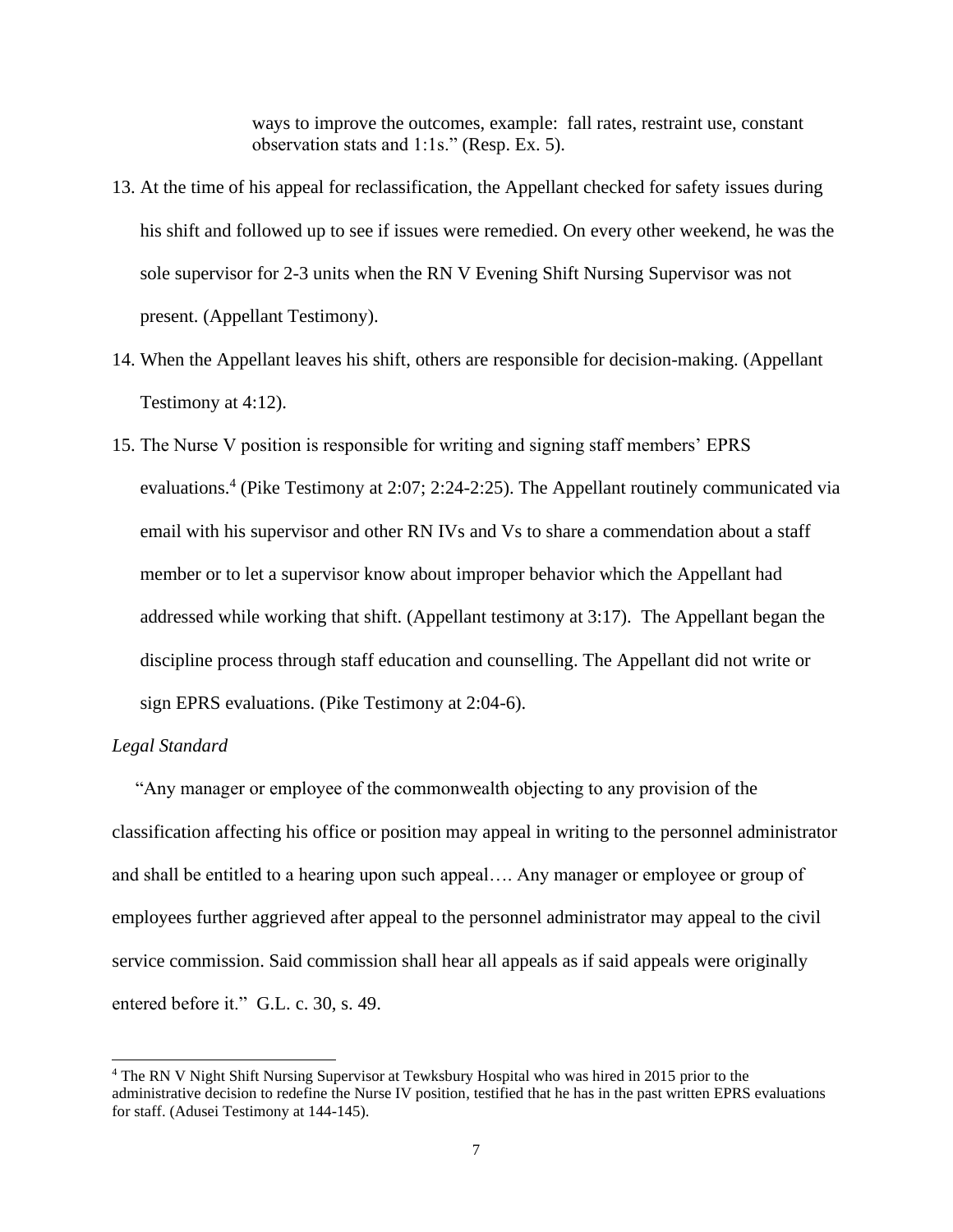ways to improve the outcomes, example: fall rates, restraint use, constant observation stats and 1:1s." (Resp. Ex. 5).

13. At the time of his appeal for reclassification, the Appellant checked for safety issues during his shift and followed up to see if issues were remedied. On every other weekend, he was the sole supervisor for 2-3 units when the RN V Evening Shift Nursing Supervisor was not present. (Appellant Testimony).

14. When the Appellant leaves his shift, others are responsible for decision-making. (Appellant Testimony at 4:12).

15. The Nurse V position is responsible for writing and signing staff members' EPRS evaluations.[4] (Pike Testimony at 2:07; 2:24-2:25). The Appellant routinely communicated via email with his supervisor and other RN IVs and Vs to share a commendation about a staff member or to let a supervisor know about improper behavior which the Appellant had addressed while working that shift. (Appellant testimony at 3:17). The Appellant began the discipline process through staff education and counselling. The Appellant did not write or sign EPRS evaluations. (Pike Testimony at 2:04-6).

*Legal Standard*

"Any manager or employee of the commonwealth objecting to any provision of the classification affecting his office or position may appeal in writing to the personnel administrator and shall be entitled to a hearing upon such appeal…. Any manager or employee or group of employees further aggrieved after appeal to the personnel administrator may appeal to the civil service commission. Said commission shall hear all appeals as if said appeals were originally entered before it." G.L. c. 30, s. 49.

[4] The RN V Night Shift Nursing Supervisor at Tewksbury Hospital who was hired in 2015 prior to the administrative decision to redefine the Nurse IV position, testified that he has in the past written EPRS evaluations for staff. (Adusei Testimony at 144-145).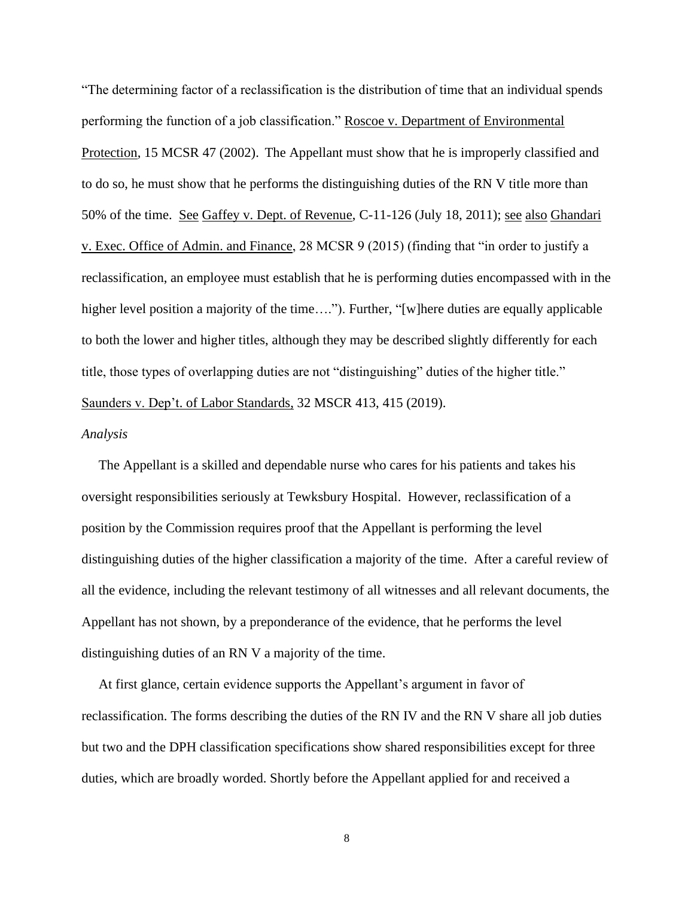"The determining factor of a reclassification is the distribution of time that an individual spends performing the function of a job classification." Roscoe v. Department of Environmental Protection, 15 MCSR 47 (2002). The Appellant must show that he is improperly classified and to do so, he must show that he performs the distinguishing duties of the RN V title more than 50% of the time. See Gaffey v. Dept. of Revenue, C-11-126 (July 18, 2011); see also Ghandari v. Exec. Office of Admin. and Finance, 28 MCSR 9 (2015) (finding that "in order to justify a reclassification, an employee must establish that he is performing duties encompassed with in the higher level position a majority of the time…."). Further, "[w]here duties are equally applicable to both the lower and higher titles, although they may be described slightly differently for each title, those types of overlapping duties are not "distinguishing" duties of the higher title." Saunders v. Dep't. of Labor Standards, 32 MSCR 413, 415 (2019).

*Analysis*

The Appellant is a skilled and dependable nurse who cares for his patients and takes his oversight responsibilities seriously at Tewksbury Hospital. However, reclassification of a position by the Commission requires proof that the Appellant is performing the level distinguishing duties of the higher classification a majority of the time. After a careful review of all the evidence, including the relevant testimony of all witnesses and all relevant documents, the Appellant has not shown, by a preponderance of the evidence, that he performs the level distinguishing duties of an RN V a majority of the time.

At first glance, certain evidence supports the Appellant's argument in favor of reclassification. The forms describing the duties of the RN IV and the RN V share all job duties but two and the DPH classification specifications show shared responsibilities except for three duties, which are broadly worded. Shortly before the Appellant applied for and received a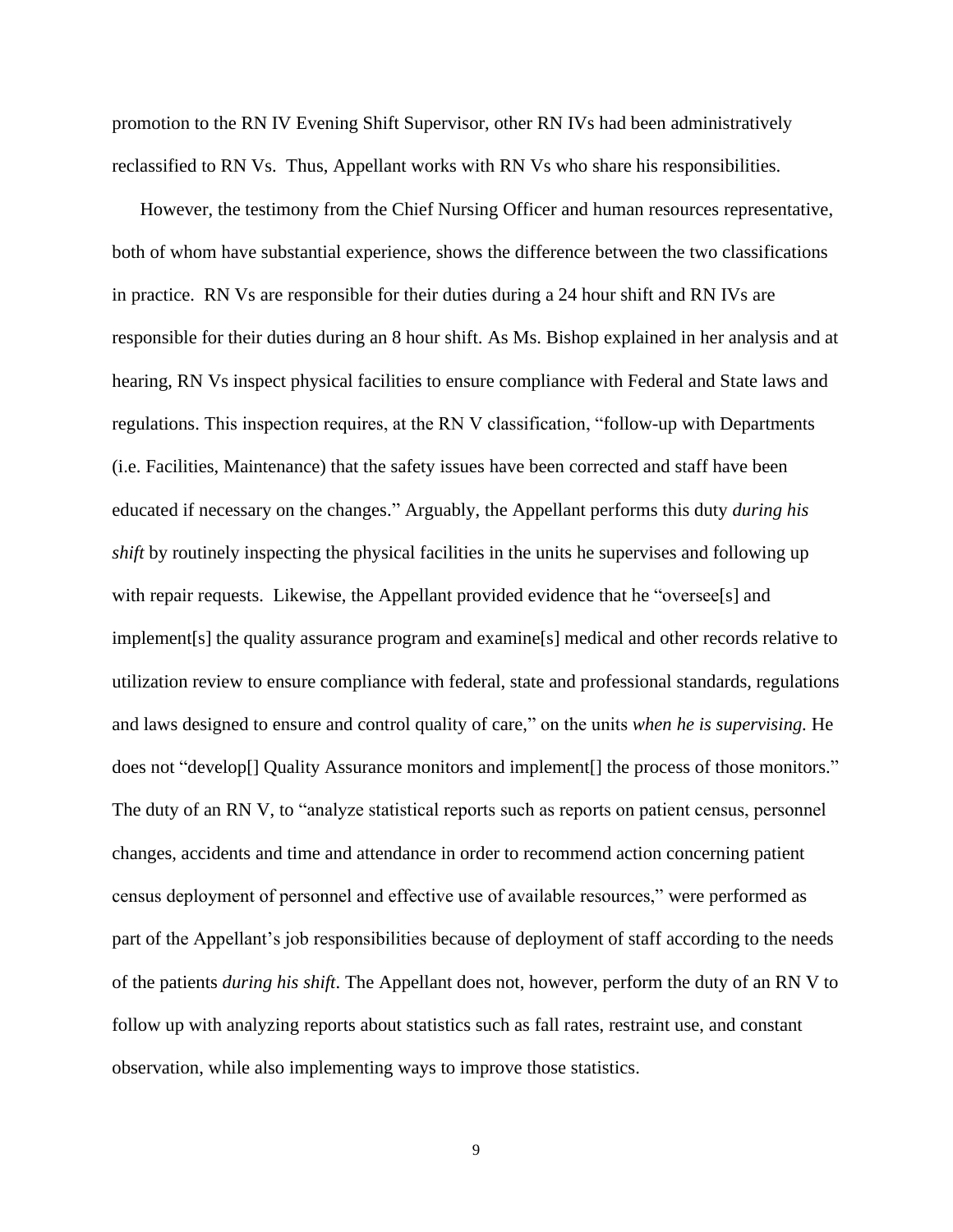promotion to the RN IV Evening Shift Supervisor, other RN IVs had been administratively reclassified to RN Vs. Thus, Appellant works with RN Vs who share his responsibilities.

However, the testimony from the Chief Nursing Officer and human resources representative, both of whom have substantial experience, shows the difference between the two classifications in practice. RN Vs are responsible for their duties during a 24 hour shift and RN IVs are responsible for their duties during an 8 hour shift. As Ms. Bishop explained in her analysis and at hearing, RN Vs inspect physical facilities to ensure compliance with Federal and State laws and regulations. This inspection requires, at the RN V classification, "follow-up with Departments (i.e. Facilities, Maintenance) that the safety issues have been corrected and staff have been educated if necessary on the changes." Arguably, the Appellant performs this duty *during his shift* by routinely inspecting the physical facilities in the units he supervises and following up with repair requests. Likewise, the Appellant provided evidence that he "oversee[s] and implement[s] the quality assurance program and examine[s] medical and other records relative to utilization review to ensure compliance with federal, state and professional standards, regulations and laws designed to ensure and control quality of care," on the units *when he is supervising.* He does not "develop[] Quality Assurance monitors and implement[] the process of those monitors." The duty of an RN V, to "analyze statistical reports such as reports on patient census, personnel changes, accidents and time and attendance in order to recommend action concerning patient census deployment of personnel and effective use of available resources," were performed as part of the Appellant's job responsibilities because of deployment of staff according to the needs of the patients *during his shift*. The Appellant does not, however, perform the duty of an RN V to follow up with analyzing reports about statistics such as fall rates, restraint use, and constant observation, while also implementing ways to improve those statistics.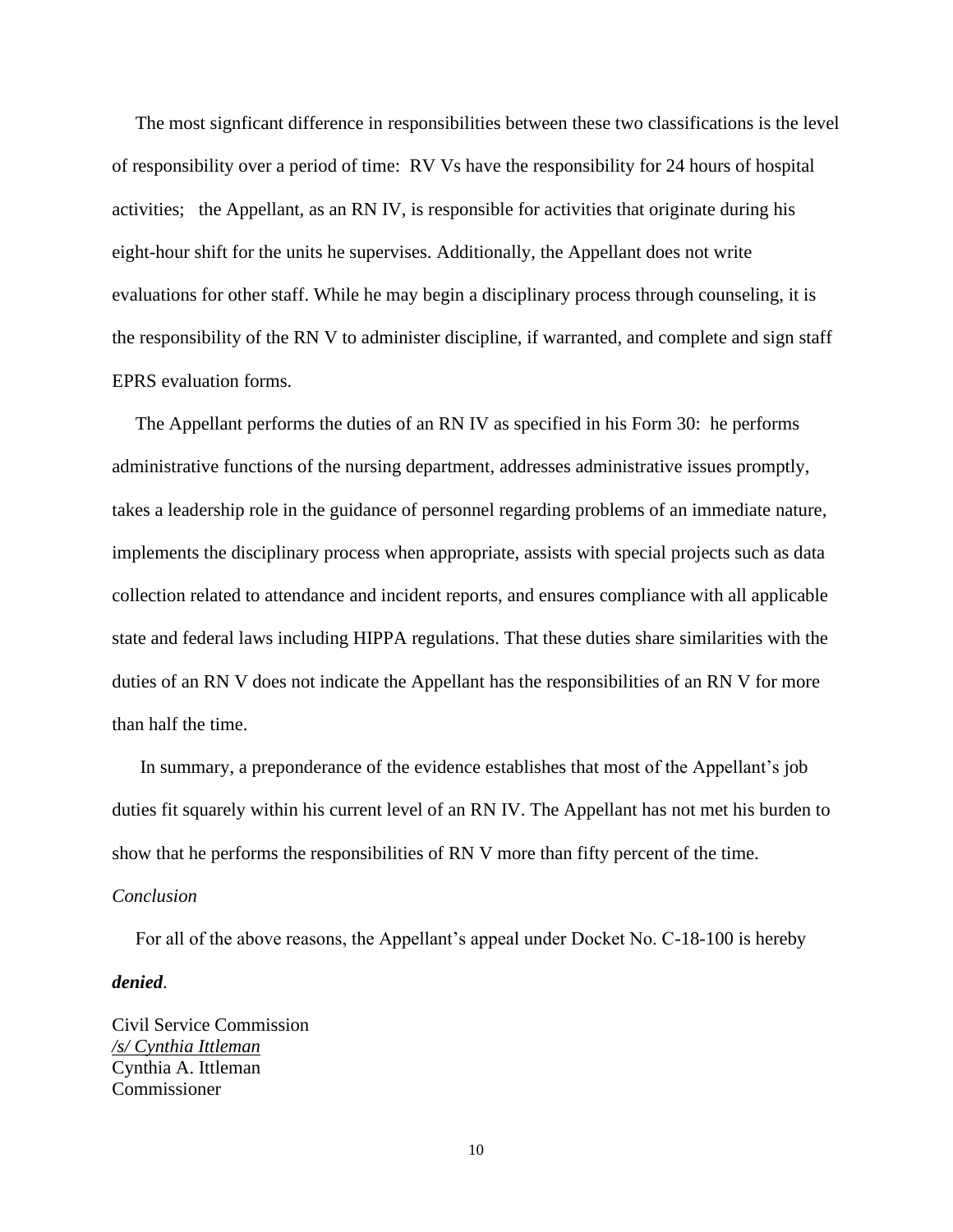The most signficant difference in responsibilities between these two classifications is the level of responsibility over a period of time: RV Vs have the responsibility for 24 hours of hospital activities; the Appellant, as an RN IV, is responsible for activities that originate during his eight-hour shift for the units he supervises. Additionally, the Appellant does not write evaluations for other staff. While he may begin a disciplinary process through counseling, it is the responsibility of the RN V to administer discipline, if warranted, and complete and sign staff EPRS evaluation forms.

The Appellant performs the duties of an RN IV as specified in his Form 30: he performs administrative functions of the nursing department, addresses administrative issues promptly, takes a leadership role in the guidance of personnel regarding problems of an immediate nature, implements the disciplinary process when appropriate, assists with special projects such as data collection related to attendance and incident reports, and ensures compliance with all applicable state and federal laws including HIPPA regulations. That these duties share similarities with the duties of an RN V does not indicate the Appellant has the responsibilities of an RN V for more than half the time.

In summary, a preponderance of the evidence establishes that most of the Appellant's job duties fit squarely within his current level of an RN IV. The Appellant has not met his burden to show that he performs the responsibilities of RN V more than fifty percent of the time.

*Conclusion*

For all of the above reasons, the Appellant's appeal under Docket No. C-18-100 is hereby ***denied***.

Civil Service Commission
*/s/ Cynthia Ittleman*
Cynthia A. Ittleman
Commissioner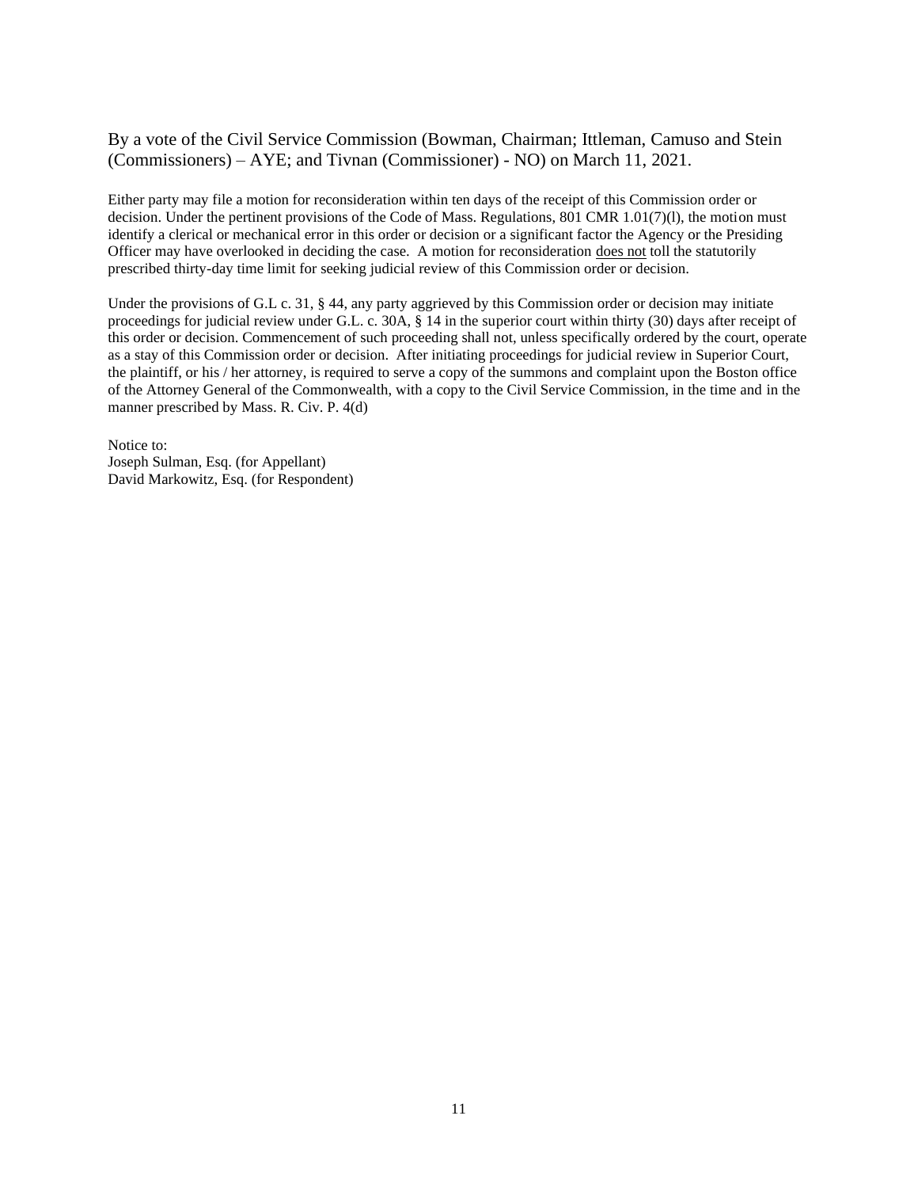By a vote of the Civil Service Commission (Bowman, Chairman; Ittleman, Camuso and Stein (Commissioners) – AYE; and Tivnan (Commissioner) - NO) on March 11, 2021.

Either party may file a motion for reconsideration within ten days of the receipt of this Commission order or decision. Under the pertinent provisions of the Code of Mass. Regulations, 801 CMR 1.01(7)(l), the motion must identify a clerical or mechanical error in this order or decision or a significant factor the Agency or the Presiding Officer may have overlooked in deciding the case. A motion for reconsideration does not toll the statutorily prescribed thirty-day time limit for seeking judicial review of this Commission order or decision.

Under the provisions of G.L c. 31, § 44, any party aggrieved by this Commission order or decision may initiate proceedings for judicial review under G.L. c. 30A, § 14 in the superior court within thirty (30) days after receipt of this order or decision. Commencement of such proceeding shall not, unless specifically ordered by the court, operate as a stay of this Commission order or decision. After initiating proceedings for judicial review in Superior Court, the plaintiff, or his / her attorney, is required to serve a copy of the summons and complaint upon the Boston office of the Attorney General of the Commonwealth, with a copy to the Civil Service Commission, in the time and in the manner prescribed by Mass. R. Civ. P. 4(d)

Notice to:
Joseph Sulman, Esq. (for Appellant)
David Markowitz, Esq. (for Respondent)